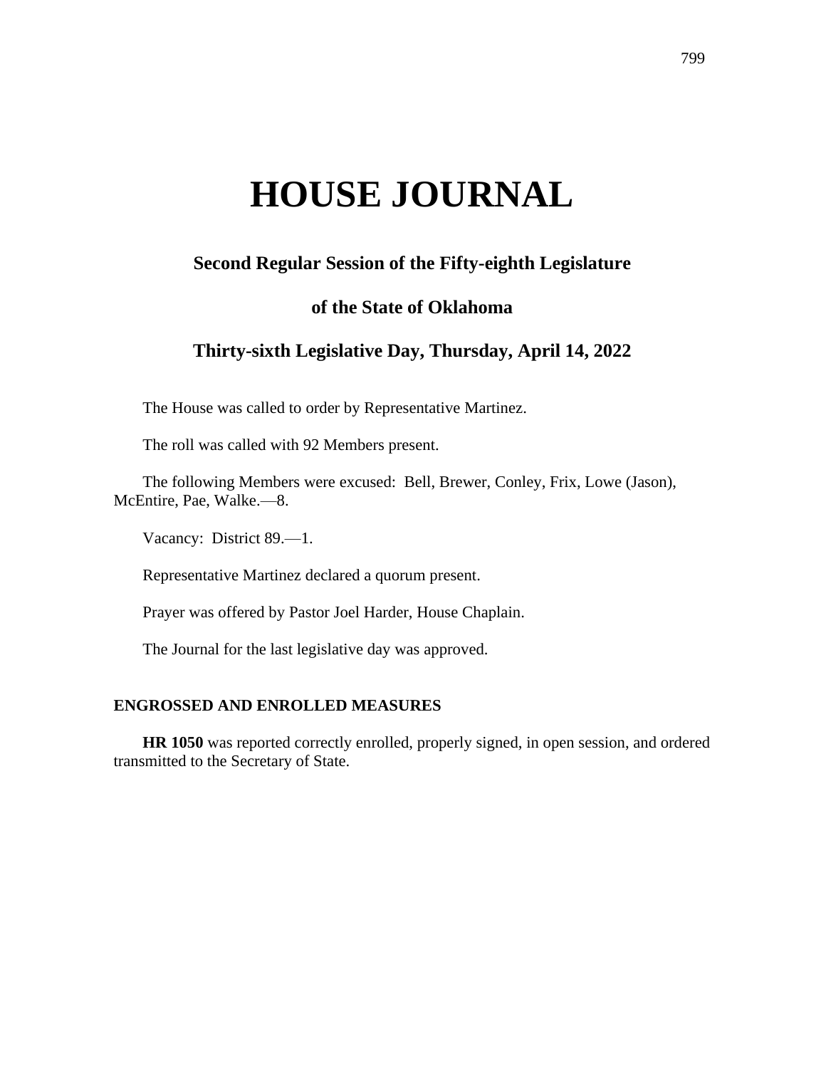# HOUSE JOURNAL

## Second Regular Session of the Fifty-eighth Legislature

## of the State of Oklahoma

## Thirty-sixth Legislative Day, Thursday, April 14, 2022

The House was called to order by Representative Martinez.

The roll was called with 92 Members present.

The following Members were excused: Bell, Brewer, Conley, Frix, Lowe (Jason), McEntire, Pae, Walke.—8.

Vacancy: District 89.—1.

Representative Martinez declared a quorum present.

Prayer was offered by Pastor Joel Harder, House Chaplain.

The Journal for the last legislative day was approved.

### ENGROSSED AND ENROLLED MEASURES

**HR 1050** was reported correctly enrolled, properly signed, in open session, and ordered transmitted to the Secretary of State.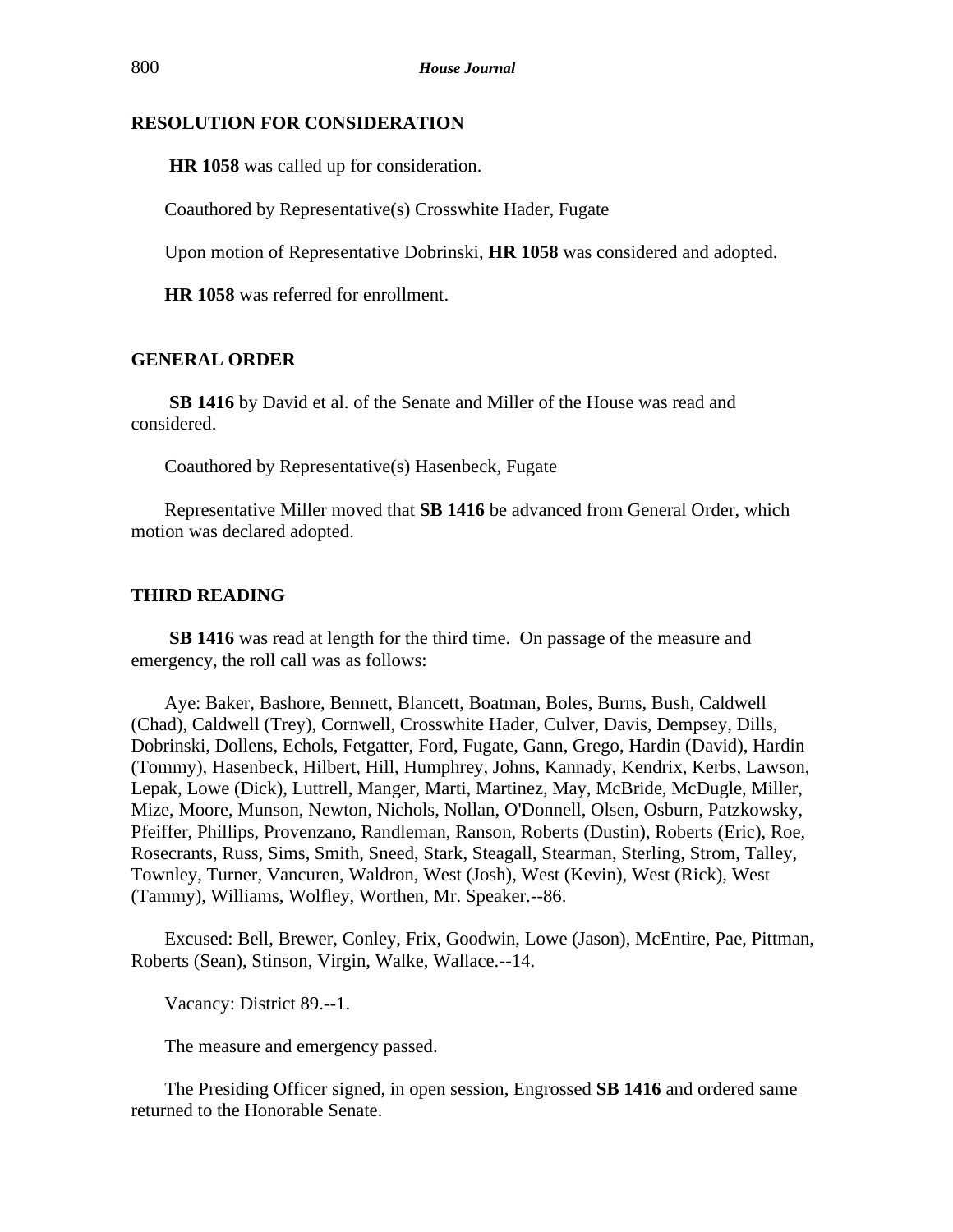## RESOLUTION FOR CONSIDERATION

**HR 1058** was called up for consideration.

Coauthored by Representative(s) Crosswhite Hader, Fugate

Upon motion of Representative Dobrinski, **HR 1058** was considered and adopted.

**HR 1058** was referred for enrollment.

## GENERAL ORDER

**SB 1416** by David et al. of the Senate and Miller of the House was read and considered.

Coauthored by Representative(s) Hasenbeck, Fugate

Representative Miller moved that **SB 1416** be advanced from General Order, which motion was declared adopted.

## THIRD READING

**SB 1416** was read at length for the third time. On passage of the measure and emergency, the roll call was as follows:

Aye: Baker, Bashore, Bennett, Blancett, Boatman, Boles, Burns, Bush, Caldwell (Chad), Caldwell (Trey), Cornwell, Crosswhite Hader, Culver, Davis, Dempsey, Dills, Dobrinski, Dollens, Echols, Fetgatter, Ford, Fugate, Gann, Grego, Hardin (David), Hardin (Tommy), Hasenbeck, Hilbert, Hill, Humphrey, Johns, Kannady, Kendrix, Kerbs, Lawson, Lepak, Lowe (Dick), Luttrell, Manger, Marti, Martinez, May, McBride, McDugle, Miller, Mize, Moore, Munson, Newton, Nichols, Nollan, O'Donnell, Olsen, Osburn, Patzkowsky, Pfeiffer, Phillips, Provenzano, Randleman, Ranson, Roberts (Dustin), Roberts (Eric), Roe, Rosecrants, Russ, Sims, Smith, Sneed, Stark, Steagall, Stearman, Sterling, Strom, Talley, Townley, Turner, Vancuren, Waldron, West (Josh), West (Kevin), West (Rick), West (Tammy), Williams, Wolfley, Worthen, Mr. Speaker.--86.

Excused: Bell, Brewer, Conley, Frix, Goodwin, Lowe (Jason), McEntire, Pae, Pittman, Roberts (Sean), Stinson, Virgin, Walke, Wallace.--14.

Vacancy: District 89.--1.

The measure and emergency passed.

The Presiding Officer signed, in open session, Engrossed **SB 1416** and ordered same returned to the Honorable Senate.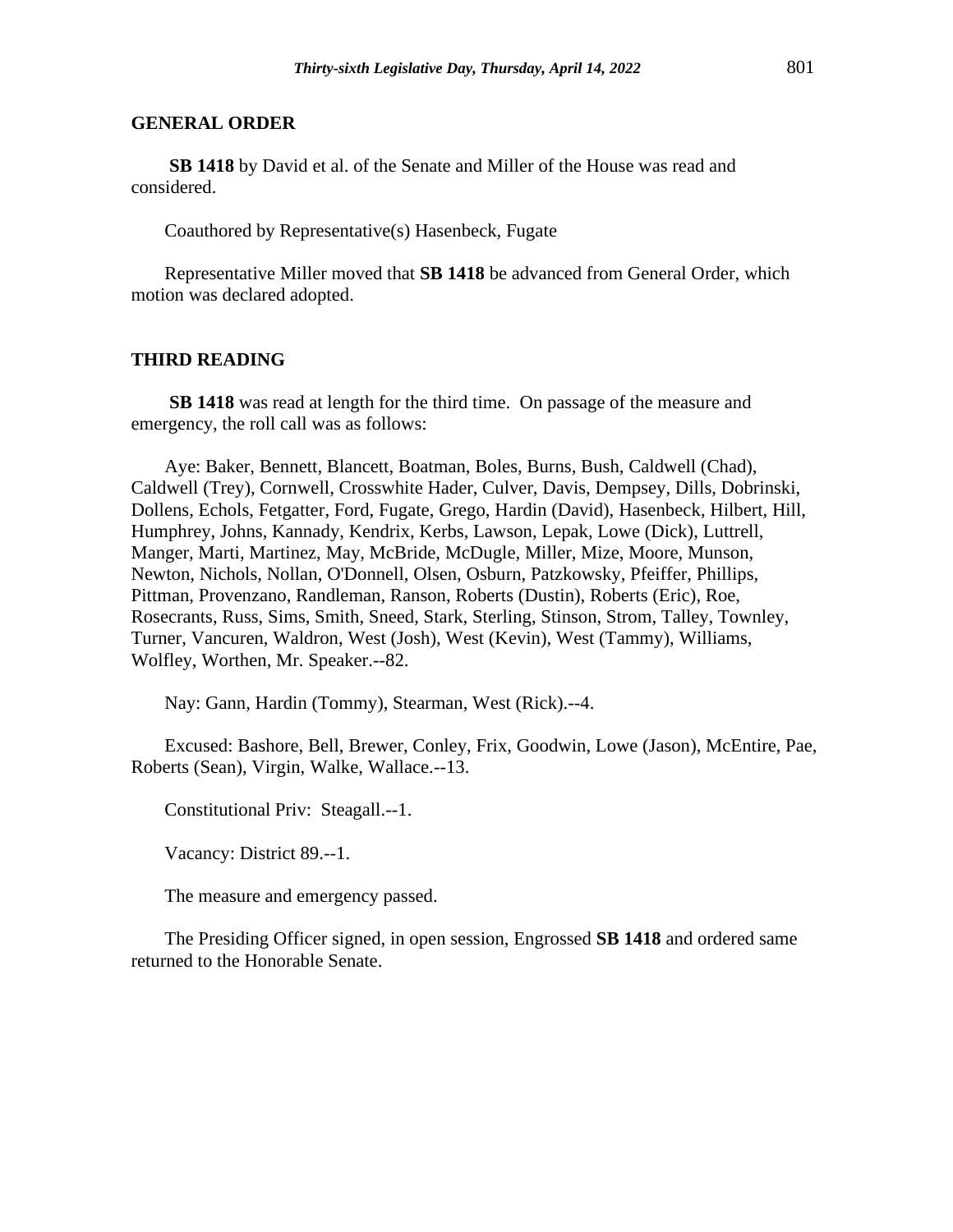## GENERAL ORDER

**SB 1418** by David et al. of the Senate and Miller of the House was read and considered.

Coauthored by Representative(s) Hasenbeck, Fugate

Representative Miller moved that **SB 1418** be advanced from General Order, which motion was declared adopted.

## THIRD READING

**SB 1418** was read at length for the third time. On passage of the measure and emergency, the roll call was as follows:

Aye: Baker, Bennett, Blancett, Boatman, Boles, Burns, Bush, Caldwell (Chad), Caldwell (Trey), Cornwell, Crosswhite Hader, Culver, Davis, Dempsey, Dills, Dobrinski, Dollens, Echols, Fetgatter, Ford, Fugate, Grego, Hardin (David), Hasenbeck, Hilbert, Hill, Humphrey, Johns, Kannady, Kendrix, Kerbs, Lawson, Lepak, Lowe (Dick), Luttrell, Manger, Marti, Martinez, May, McBride, McDugle, Miller, Mize, Moore, Munson, Newton, Nichols, Nollan, O'Donnell, Olsen, Osburn, Patzkowsky, Pfeiffer, Phillips, Pittman, Provenzano, Randleman, Ranson, Roberts (Dustin), Roberts (Eric), Roe, Rosecrants, Russ, Sims, Smith, Sneed, Stark, Sterling, Stinson, Strom, Talley, Townley, Turner, Vancuren, Waldron, West (Josh), West (Kevin), West (Tammy), Williams, Wolfley, Worthen, Mr. Speaker.--82.

Nay: Gann, Hardin (Tommy), Stearman, West (Rick).--4.

Excused: Bashore, Bell, Brewer, Conley, Frix, Goodwin, Lowe (Jason), McEntire, Pae, Roberts (Sean), Virgin, Walke, Wallace.--13.

Constitutional Priv: Steagall.--1.

Vacancy: District 89.--1.

The measure and emergency passed.

The Presiding Officer signed, in open session, Engrossed **SB 1418** and ordered same returned to the Honorable Senate.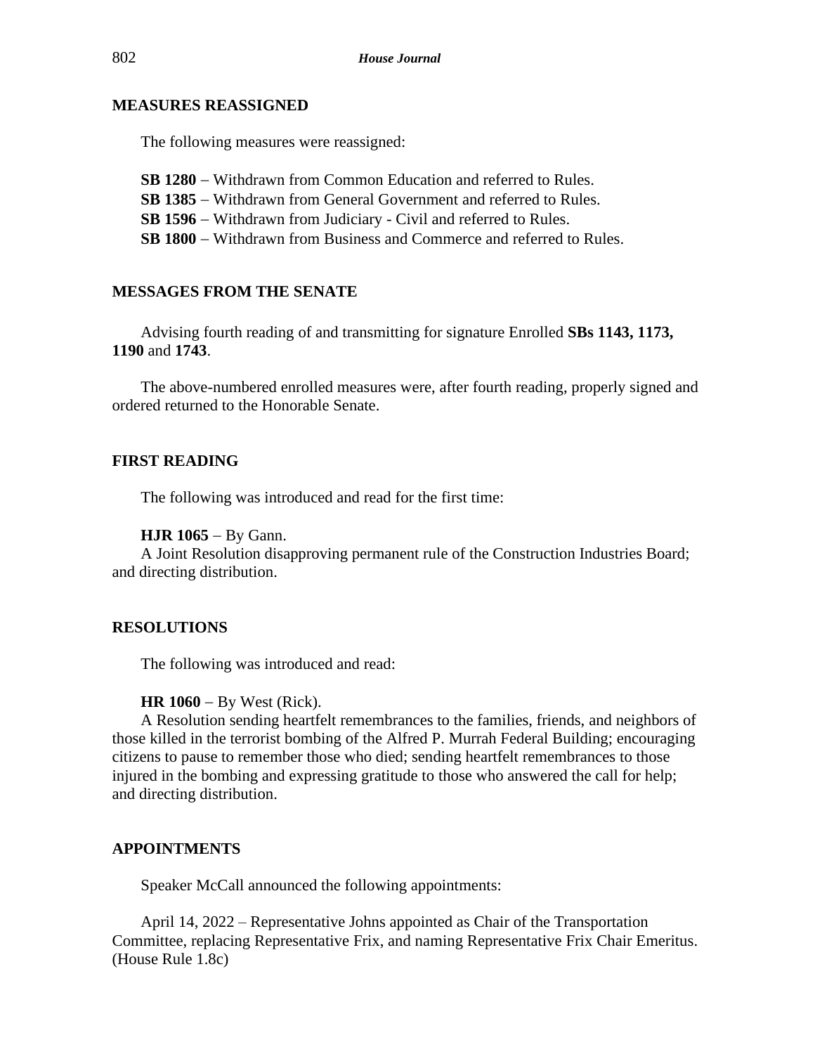## MEASURES REASSIGNED

The following measures were reassigned:

**SB 1280** – Withdrawn from Common Education and referred to Rules.
**SB 1385** – Withdrawn from General Government and referred to Rules.
**SB 1596** – Withdrawn from Judiciary - Civil and referred to Rules.
**SB 1800** – Withdrawn from Business and Commerce and referred to Rules.

## MESSAGES FROM THE SENATE

Advising fourth reading of and transmitting for signature Enrolled **SBs 1143, 1173, 1190** and **1743**.

The above-numbered enrolled measures were, after fourth reading, properly signed and ordered returned to the Honorable Senate.

## FIRST READING

The following was introduced and read for the first time:

**HJR 1065** – By Gann.
A Joint Resolution disapproving permanent rule of the Construction Industries Board; and directing distribution.

## RESOLUTIONS

The following was introduced and read:

**HR 1060** – By West (Rick).
A Resolution sending heartfelt remembrances to the families, friends, and neighbors of those killed in the terrorist bombing of the Alfred P. Murrah Federal Building; encouraging citizens to pause to remember those who died; sending heartfelt remembrances to those injured in the bombing and expressing gratitude to those who answered the call for help; and directing distribution.

## APPOINTMENTS

Speaker McCall announced the following appointments:

April 14, 2022 – Representative Johns appointed as Chair of the Transportation Committee, replacing Representative Frix, and naming Representative Frix Chair Emeritus. (House Rule 1.8c)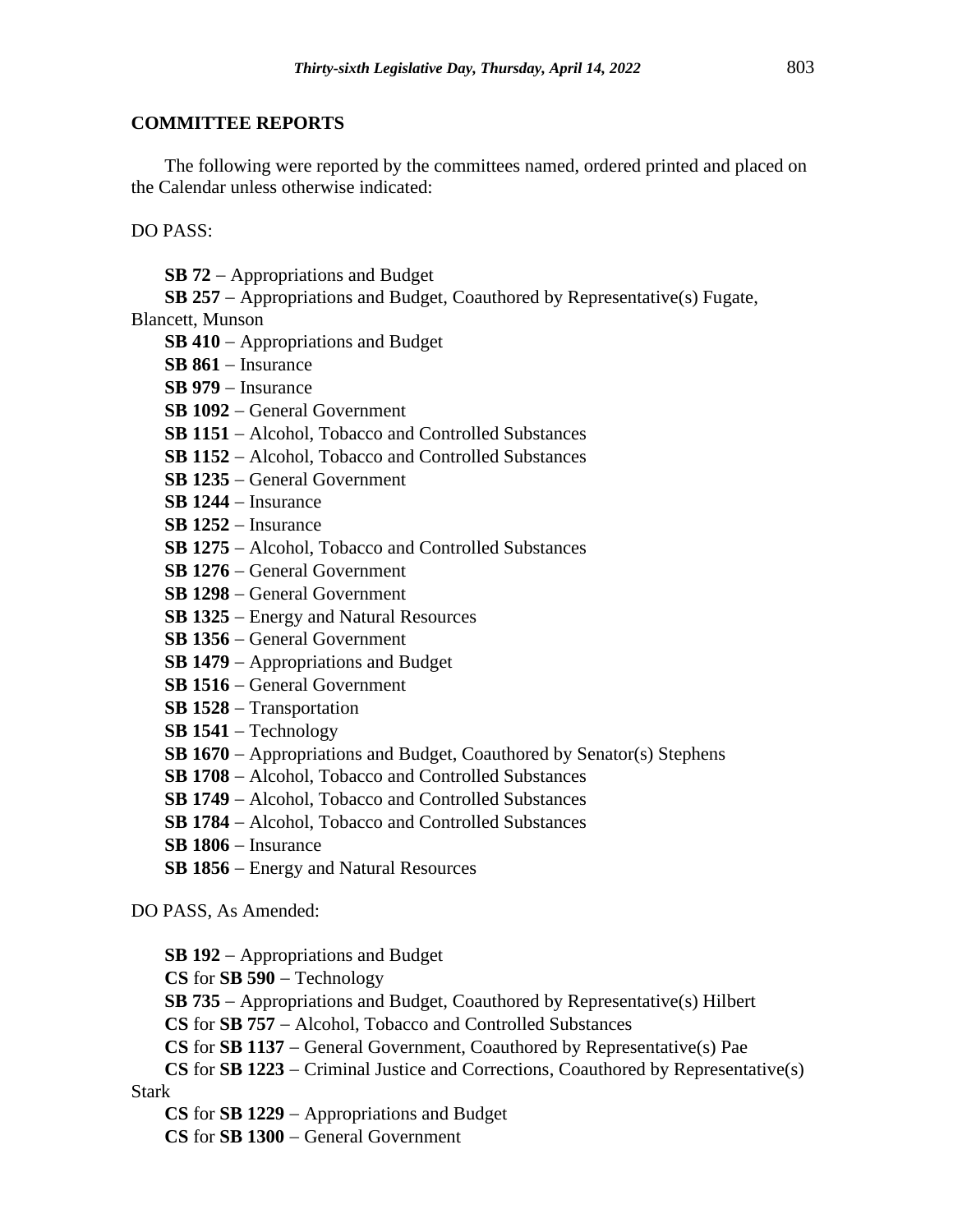**COMMITTEE REPORTS**

The following were reported by the committees named, ordered printed and placed on the Calendar unless otherwise indicated:

DO PASS:

**SB 72** − Appropriations and Budget

**SB 257** − Appropriations and Budget, Coauthored by Representative(s) Fugate, Blancett, Munson

**SB 410** − Appropriations and Budget

**SB 861** − Insurance

**SB 979** − Insurance

**SB 1092** − General Government

**SB 1151** − Alcohol, Tobacco and Controlled Substances

**SB 1152** − Alcohol, Tobacco and Controlled Substances

**SB 1235** − General Government

**SB 1244** − Insurance

**SB 1252** − Insurance

**SB 1275** − Alcohol, Tobacco and Controlled Substances

**SB 1276** − General Government

**SB 1298** − General Government

**SB 1325** − Energy and Natural Resources

**SB 1356** − General Government

**SB 1479** − Appropriations and Budget

**SB 1516** − General Government

**SB 1528** − Transportation

**SB 1541** − Technology

**SB 1670** − Appropriations and Budget, Coauthored by Senator(s) Stephens

**SB 1708** − Alcohol, Tobacco and Controlled Substances

**SB 1749** − Alcohol, Tobacco and Controlled Substances

**SB 1784** − Alcohol, Tobacco and Controlled Substances

**SB 1806** − Insurance

**SB 1856** − Energy and Natural Resources

DO PASS, As Amended:

**SB 192** − Appropriations and Budget

**CS** for **SB 590** − Technology

**SB 735** − Appropriations and Budget, Coauthored by Representative(s) Hilbert

**CS** for **SB 757** − Alcohol, Tobacco and Controlled Substances

**CS** for **SB 1137** − General Government, Coauthored by Representative(s) Pae

**CS** for **SB 1223** − Criminal Justice and Corrections, Coauthored by Representative(s) Stark

**CS** for **SB 1229** − Appropriations and Budget

**CS** for **SB 1300** − General Government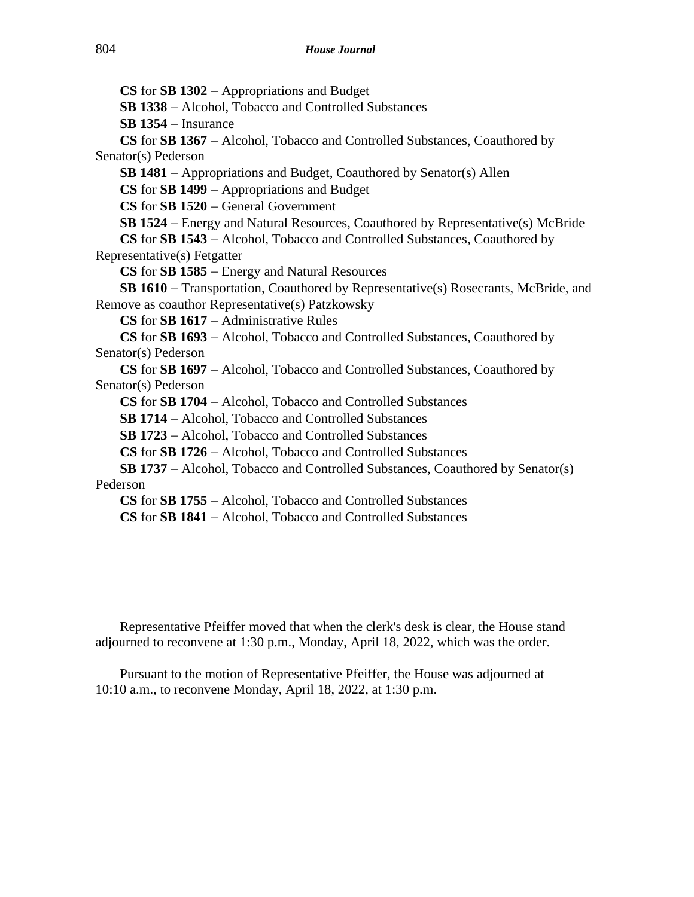**CS** for **SB 1302** − Appropriations and Budget

**SB 1338** − Alcohol, Tobacco and Controlled Substances

**SB 1354** − Insurance

**CS** for **SB 1367** − Alcohol, Tobacco and Controlled Substances, Coauthored by Senator(s) Pederson

**SB 1481** − Appropriations and Budget, Coauthored by Senator(s) Allen

**CS** for **SB 1499** − Appropriations and Budget

**CS** for **SB 1520** − General Government

**SB 1524** − Energy and Natural Resources, Coauthored by Representative(s) McBride

**CS** for **SB 1543** − Alcohol, Tobacco and Controlled Substances, Coauthored by Representative(s) Fetgatter

**CS** for **SB 1585** − Energy and Natural Resources

**SB 1610** − Transportation, Coauthored by Representative(s) Rosecrants, McBride, and Remove as coauthor Representative(s) Patzkowsky

**CS** for **SB 1617** − Administrative Rules

**CS** for **SB 1693** − Alcohol, Tobacco and Controlled Substances, Coauthored by Senator(s) Pederson

**CS** for **SB 1697** − Alcohol, Tobacco and Controlled Substances, Coauthored by Senator(s) Pederson

**CS** for **SB 1704** − Alcohol, Tobacco and Controlled Substances

**SB 1714** − Alcohol, Tobacco and Controlled Substances

**SB 1723** − Alcohol, Tobacco and Controlled Substances

**CS** for **SB 1726** − Alcohol, Tobacco and Controlled Substances

**SB 1737** − Alcohol, Tobacco and Controlled Substances, Coauthored by Senator(s) Pederson

**CS** for **SB 1755** − Alcohol, Tobacco and Controlled Substances

**CS** for **SB 1841** − Alcohol, Tobacco and Controlled Substances

Representative Pfeiffer moved that when the clerk's desk is clear, the House stand adjourned to reconvene at 1:30 p.m., Monday, April 18, 2022, which was the order.

Pursuant to the motion of Representative Pfeiffer, the House was adjourned at 10:10 a.m., to reconvene Monday, April 18, 2022, at 1:30 p.m.